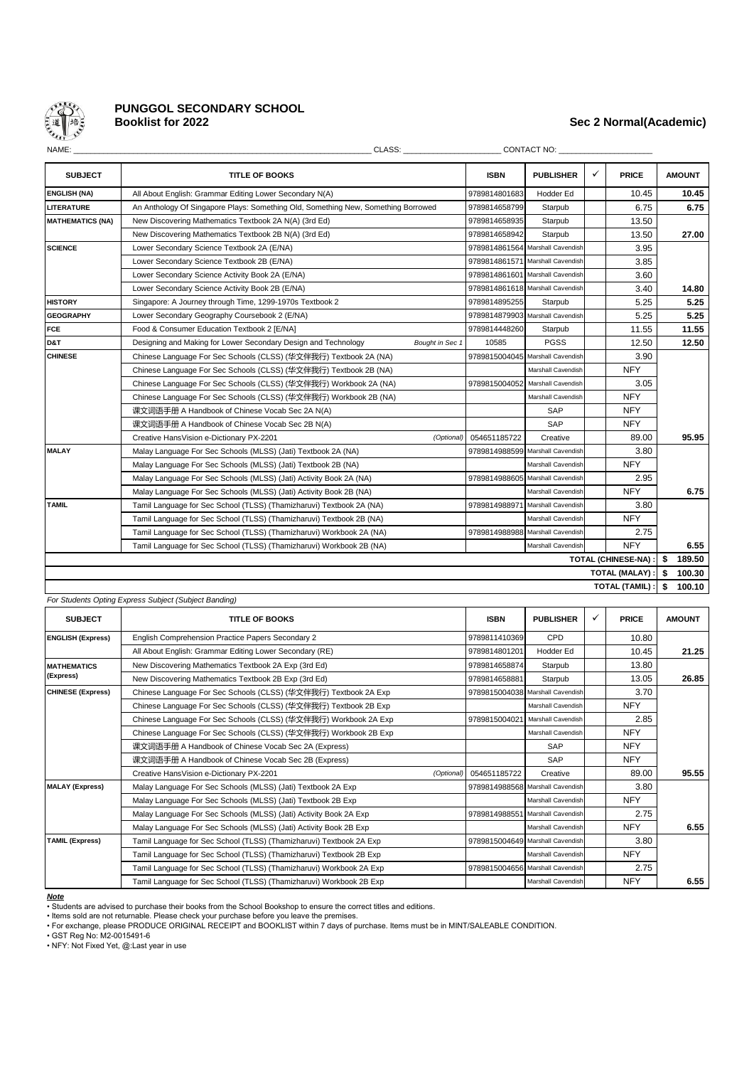# PUNGGOL SECONDARY SCHOOL

## Booklist for 2022

## Sec 2 Normal(Academic)

NAME: ______________________________ CLASS: ____________________ CONTACT NO: ____________________

| SUBJECT | TITLE OF BOOKS | | ISBN | PUBLISHER | ✓ | PRICE | AMOUNT |
|---|---|---|---|---|---|---|---|
| ENGLISH (NA) | All About English: Grammar Editing Lower Secondary N(A) | | 9789814801683 | Hodder Ed | | 10.45 | 10.45 |
| LITERATURE | An Anthology Of Singapore Plays: Something Old, Something New, Something Borrowed | | 9789814658799 | Starpub | | 6.75 | 6.75 |
| MATHEMATICS (NA) | New Discovering Mathematics Textbook 2A N(A) (3rd Ed) | | 9789814658935 | Starpub | | 13.50 | |
| | New Discovering Mathematics Textbook 2B N(A) (3rd Ed) | | 9789814658942 | Starpub | | 13.50 | 27.00 |
| SCIENCE | Lower Secondary Science Textbook 2A (E/NA) | | 9789814861564 | Marshall Cavendish | | 3.95 | |
| | Lower Secondary Science Textbook 2B (E/NA) | | 9789814861571 | Marshall Cavendish | | 3.85 | |
| | Lower Secondary Science Activity Book 2A (E/NA) | | 9789814861601 | Marshall Cavendish | | 3.60 | |
| | Lower Secondary Science Activity Book 2B (E/NA) | | 9789814861618 | Marshall Cavendish | | 3.40 | 14.80 |
| HISTORY | Singapore: A Journey through Time, 1299-1970s Textbook 2 | | 9789814895255 | Starpub | | 5.25 | 5.25 |
| GEOGRAPHY | Lower Secondary Geography Coursebook 2 (E/NA) | | 9789814879903 | Marshall Cavendish | | 5.25 | 5.25 |
| FCE | Food & Consumer Education Textbook 2 [E/NA] | | 9789814448260 | Starpub | | 11.55 | 11.55 |
| D&T | Designing and Making for Lower Secondary Design and Technology | *Bought in Sec 1* | 10585 | PGSS | | 12.50 | 12.50 |
| CHINESE | Chinese Language For Sec Schools (CLSS) (华文伴我行) Textbook 2A (NA) | | 9789815004045 | Marshall Cavendish | | 3.90 | |
| | Chinese Language For Sec Schools (CLSS) (华文伴我行) Textbook 2B (NA) | | | Marshall Cavendish | | NFY | |
| | Chinese Language For Sec Schools (CLSS) (华文伴我行) Workbook 2A (NA) | | 9789815004052 | Marshall Cavendish | | 3.05 | |
| | Chinese Language For Sec Schools (CLSS) (华文伴我行) Workbook 2B (NA) | | | Marshall Cavendish | | NFY | |
| | 课文词语手册 A Handbook of Chinese Vocab Sec 2A N(A) | | | SAP | | NFY | |
| | 课文词语手册 A Handbook of Chinese Vocab Sec 2B N(A) | | | SAP | | NFY | |
| | Creative HansVision e-Dictionary PX-2201 | *(Optional)* | 054651185722 | Creative | | 89.00 | 95.95 |
| MALAY | Malay Language For Sec Schools (MLSS) (Jati) Textbook 2A (NA) | | 9789814988599 | Marshall Cavendish | | 3.80 | |
| | Malay Language For Sec Schools (MLSS) (Jati) Textbook 2B (NA) | | | Marshall Cavendish | | NFY | |
| | Malay Language For Sec Schools (MLSS) (Jati) Activity Book 2A (NA) | | 9789814988605 | Marshall Cavendish | | 2.95 | |
| | Malay Language For Sec Schools (MLSS) (Jati) Activity Book 2B (NA) | | | Marshall Cavendish | | NFY | 6.75 |
| TAMIL | Tamil Language for Sec School (TLSS) (Thamizharuvi) Textbook 2A (NA) | | 9789814988971 | Marshall Cavendish | | 3.80 | |
| | Tamil Language for Sec School (TLSS) (Thamizharuvi) Textbook 2B (NA) | | | Marshall Cavendish | | NFY | |
| | Tamil Language for Sec School (TLSS) (Thamizharuvi) Workbook 2A (NA) | | 9789814988988 | Marshall Cavendish | | 2.75 | |
| | Tamil Language for Sec School (TLSS) (Thamizharuvi) Workbook 2B (NA) | | | Marshall Cavendish | | NFY | 6.55 |
| | | | | | | **TOTAL (CHINESE-NA) :** | **$ 189.50** |
| | | | | | | **TOTAL (MALAY) :** | **$ 100.30** |
| | | | | | | **TOTAL (TAMIL) :** | **$ 100.10** |

*For Students Opting Express Subject (Subject Banding)*

| SUBJECT | TITLE OF BOOKS | | ISBN | PUBLISHER | ✓ | PRICE | AMOUNT |
|---|---|---|---|---|---|---|---|
| ENGLISH (Express) | English Comprehension Practice Papers Secondary 2 | | 9789811410369 | CPD | | 10.80 | |
| | All About English: Grammar Editing Lower Secondary (RE) | | 9789814801201 | Hodder Ed | | 10.45 | 21.25 |
| MATHEMATICS (Express) | New Discovering Mathematics Textbook 2A Exp (3rd Ed) | | 9789814658874 | Starpub | | 13.80 | |
| | New Discovering Mathematics Textbook 2B Exp (3rd Ed) | | 9789814658881 | Starpub | | 13.05 | 26.85 |
| CHINESE (Express) | Chinese Language For Sec Schools (CLSS) (华文伴我行) Textbook 2A Exp | | 9789815004038 | Marshall Cavendish | | 3.70 | |
| | Chinese Language For Sec Schools (CLSS) (华文伴我行) Textbook 2B Exp | | | Marshall Cavendish | | NFY | |
| | Chinese Language For Sec Schools (CLSS) (华文伴我行) Workbook 2A Exp | | 9789815004021 | Marshall Cavendish | | 2.85 | |
| | Chinese Language For Sec Schools (CLSS) (华文伴我行) Workbook 2B Exp | | | Marshall Cavendish | | NFY | |
| | 课文词语手册 A Handbook of Chinese Vocab Sec 2A (Express) | | | SAP | | NFY | |
| | 课文词语手册 A Handbook of Chinese Vocab Sec 2B (Express) | | | SAP | | NFY | |
| | Creative HansVision e-Dictionary PX-2201 | *(Optional)* | 054651185722 | Creative | | 89.00 | 95.55 |
| MALAY (Express) | Malay Language For Sec Schools (MLSS) (Jati) Textbook 2A Exp | | 9789814988568 | Marshall Cavendish | | 3.80 | |
| | Malay Language For Sec Schools (MLSS) (Jati) Textbook 2B Exp | | | Marshall Cavendish | | NFY | |
| | Malay Language For Sec Schools (MLSS) (Jati) Activity Book 2A Exp | | 9789814988551 | Marshall Cavendish | | 2.75 | |
| | Malay Language For Sec Schools (MLSS) (Jati) Activity Book 2B Exp | | | Marshall Cavendish | | NFY | 6.55 |
| TAMIL (Express) | Tamil Language for Sec School (TLSS) (Thamizharuvi) Textbook 2A Exp | | 9789815004649 | Marshall Cavendish | | 3.80 | |
| | Tamil Language for Sec School (TLSS) (Thamizharuvi) Textbook 2B Exp | | | Marshall Cavendish | | NFY | |
| | Tamil Language for Sec School (TLSS) (Thamizharuvi) Workbook 2A Exp | | 9789815004656 | Marshall Cavendish | | 2.75 | |
| | Tamil Language for Sec School (TLSS) (Thamizharuvi) Workbook 2B Exp | | | Marshall Cavendish | | NFY | 6.55 |

***Note***

- Students are advised to purchase their books from the School Bookshop to ensure the correct titles and editions.
- Items sold are not returnable. Please check your purchase before you leave the premises.
- For exchange, please PRODUCE ORIGINAL RECEIPT and BOOKLIST within 7 days of purchase. Items must be in MINT/SALEABLE CONDITION.
- GST Reg No: M2-0015491-6
- NFY: Not Fixed Yet, @:Last year in use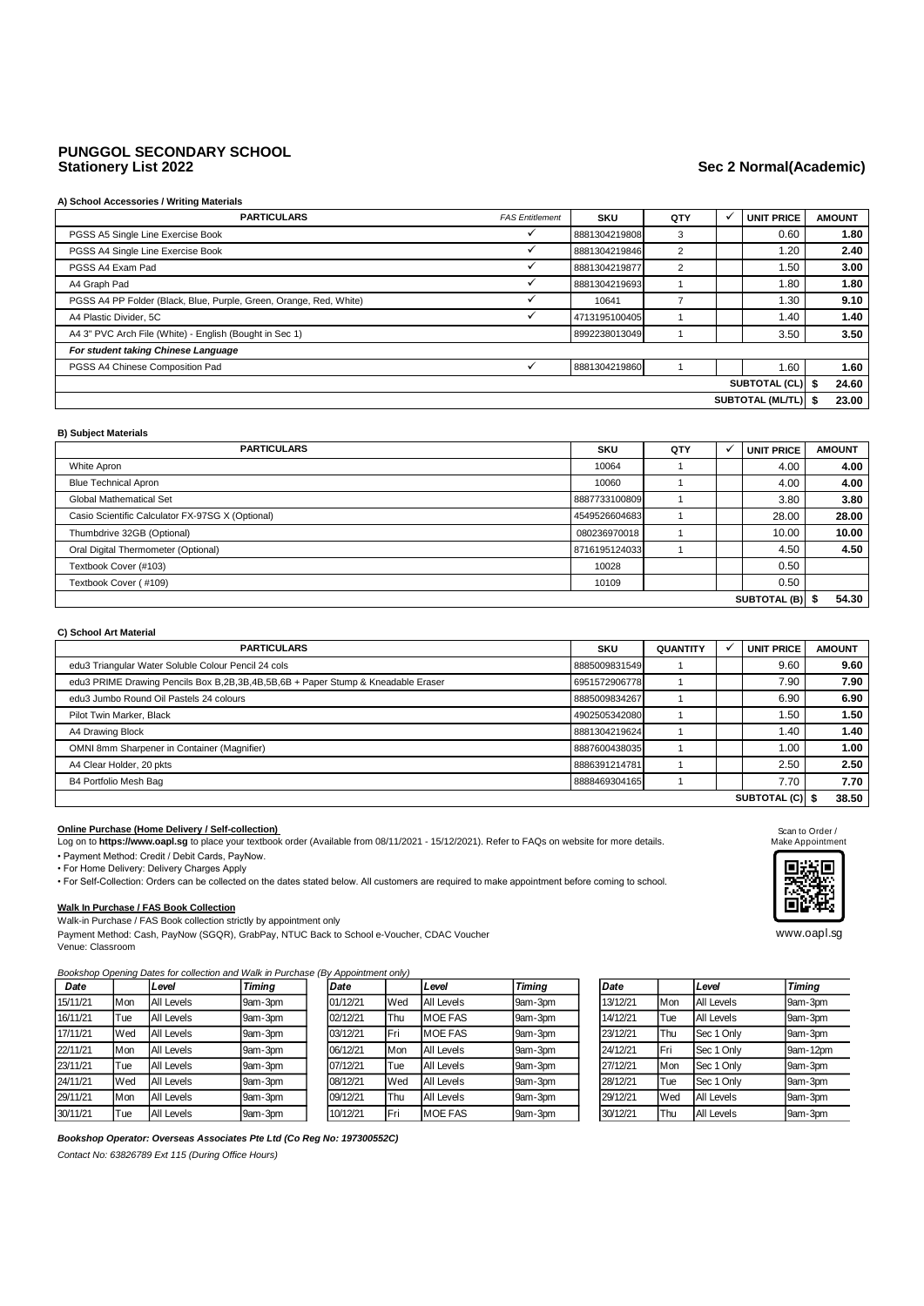# PUNGGOL SECONDARY SCHOOL

## Stationery List 2022

## Sec 2 Normal(Academic)

### A) School Accessories / Writing Materials

| PARTICULARS | *FAS Entitlement* | SKU | QTY | ✓ | UNIT PRICE | AMOUNT |
|---|---|---|---|---|---|---|
| PGSS A5 Single Line Exercise Book | ✓ | 8881304219808 | 3 | | 0.60 | **1.80** |
| PGSS A4 Single Line Exercise Book | ✓ | 8881304219846 | 2 | | 1.20 | **2.40** |
| PGSS A4 Exam Pad | ✓ | 8881304219877 | 2 | | 1.50 | **3.00** |
| A4 Graph Pad | ✓ | 8881304219693 | 1 | | 1.80 | **1.80** |
| PGSS A4 PP Folder (Black, Blue, Purple, Green, Orange, Red, White) | ✓ | 10641 | 7 | | 1.30 | **9.10** |
| A4 Plastic Divider, 5C | ✓ | 4713195100405 | 1 | | 1.40 | **1.40** |
| A4 3" PVC Arch File (White) - English (Bought in Sec 1) | | 8992238013049 | 1 | | 3.50 | **3.50** |
| ***For student taking Chinese Language*** | | | | | | |
| PGSS A4 Chinese Composition Pad | ✓ | 8881304219860 | 1 | | 1.60 | **1.60** |
| | | | | | **SUBTOTAL (CL) $** | **24.60** |
| | | | | | **SUBTOTAL (ML/TL) $** | **23.00** |

### B) Subject Materials

| PARTICULARS | SKU | QTY | ✓ | UNIT PRICE | AMOUNT |
|---|---|---|---|---|---|
| White Apron | 10064 | 1 | | 4.00 | **4.00** |
| Blue Technical Apron | 10060 | 1 | | 4.00 | **4.00** |
| Global Mathematical Set | 8887733100809 | 1 | | 3.80 | **3.80** |
| Casio Scientific Calculator FX-97SG X (Optional) | 4549526604683 | 1 | | 28.00 | **28.00** |
| Thumbdrive 32GB (Optional) | 080236970018 | 1 | | 10.00 | **10.00** |
| Oral Digital Thermometer (Optional) | 8716195124033 | 1 | | 4.50 | **4.50** |
| Textbook Cover (#103) | 10028 | | | 0.50 | |
| Textbook Cover ( #109) | 10109 | | | 0.50 | |
| | | | | **SUBTOTAL (B) $** | **54.30** |

### C) School Art Material

| PARTICULARS | SKU | QUANTITY | ✓ | UNIT PRICE | AMOUNT |
|---|---|---|---|---|---|
| edu3 Triangular Water Soluble Colour Pencil 24 cols | 8885009831549 | 1 | | 9.60 | **9.60** |
| edu3 PRIME Drawing Pencils Box B,2B,3B,4B,5B,6B + Paper Stump & Kneadable Eraser | 6951572906778 | 1 | | 7.90 | **7.90** |
| edu3 Jumbo Round Oil Pastels 24 colours | 8885009834267 | 1 | | 6.90 | **6.90** |
| Pilot Twin Marker, Black | 4902505342080 | 1 | | 1.50 | **1.50** |
| A4 Drawing Block | 8881304219624 | 1 | | 1.40 | **1.40** |
| OMNI 8mm Sharpener in Container (Magnifier) | 8887600438035 | 1 | | 1.00 | **1.00** |
| A4 Clear Holder, 20 pkts | 8886391214781 | 1 | | 2.50 | **2.50** |
| B4 Portfolio Mesh Bag | 8888469304165 | 1 | | 7.70 | **7.70** |
| | | | | **SUBTOTAL (C) $** | **38.50** |

**Online Purchase (Home Delivery / Self-collection)**

Log on to **https://www.oapl.sg** to place your textbook order (Available from 08/11/2021 - 15/12/2021). Refer to FAQs on website for more details.

- Payment Method: Credit / Debit Cards, PayNow.
- For Home Delivery: Delivery Charges Apply
- For Self-Collection: Orders can be collected on the dates stated below. All customers are required to make appointment before coming to school.

Scan to Order / Make Appointment

www.oapl.sg

**Walk In Purchase / FAS Book Collection**

Walk-in Purchase / FAS Book collection strictly by appointment only

Payment Method: Cash, PayNow (SGQR), GrabPay, NTUC Back to School e-Voucher, CDAC Voucher

Venue: Classroom

*Bookshop Opening Dates for collection and Walk in Purchase (By Appointment only)*

| *Date* | | *Level* | *Timing* |
|---|---|---|---|
| 15/11/21 | Mon | All Levels | 9am-3pm |
| 16/11/21 | Tue | All Levels | 9am-3pm |
| 17/11/21 | Wed | All Levels | 9am-3pm |
| 22/11/21 | Mon | All Levels | 9am-3pm |
| 23/11/21 | Tue | All Levels | 9am-3pm |
| 24/11/21 | Wed | All Levels | 9am-3pm |
| 29/11/21 | Mon | All Levels | 9am-3pm |
| 30/11/21 | Tue | All Levels | 9am-3pm |
| 01/12/21 | Wed | All Levels | 9am-3pm |
| 02/12/21 | Thu | MOE FAS | 9am-3pm |
| 03/12/21 | Fri | MOE FAS | 9am-3pm |
| 06/12/21 | Mon | All Levels | 9am-3pm |
| 07/12/21 | Tue | All Levels | 9am-3pm |
| 08/12/21 | Wed | All Levels | 9am-3pm |
| 09/12/21 | Thu | All Levels | 9am-3pm |
| 10/12/21 | Fri | MOE FAS | 9am-3pm |
| 13/12/21 | Mon | All Levels | 9am-3pm |
| 14/12/21 | Tue | All Levels | 9am-3pm |
| 23/12/21 | Thu | Sec 1 Only | 9am-3pm |
| 24/12/21 | Fri | Sec 1 Only | 9am-12pm |
| 27/12/21 | Mon | Sec 1 Only | 9am-3pm |
| 28/12/21 | Tue | Sec 1 Only | 9am-3pm |
| 29/12/21 | Wed | All Levels | 9am-3pm |
| 30/12/21 | Thu | All Levels | 9am-3pm |

***Bookshop Operator: Overseas Associates Pte Ltd (Co Reg No: 197300552C)***

*Contact No: 63826789 Ext 115 (During Office Hours)*